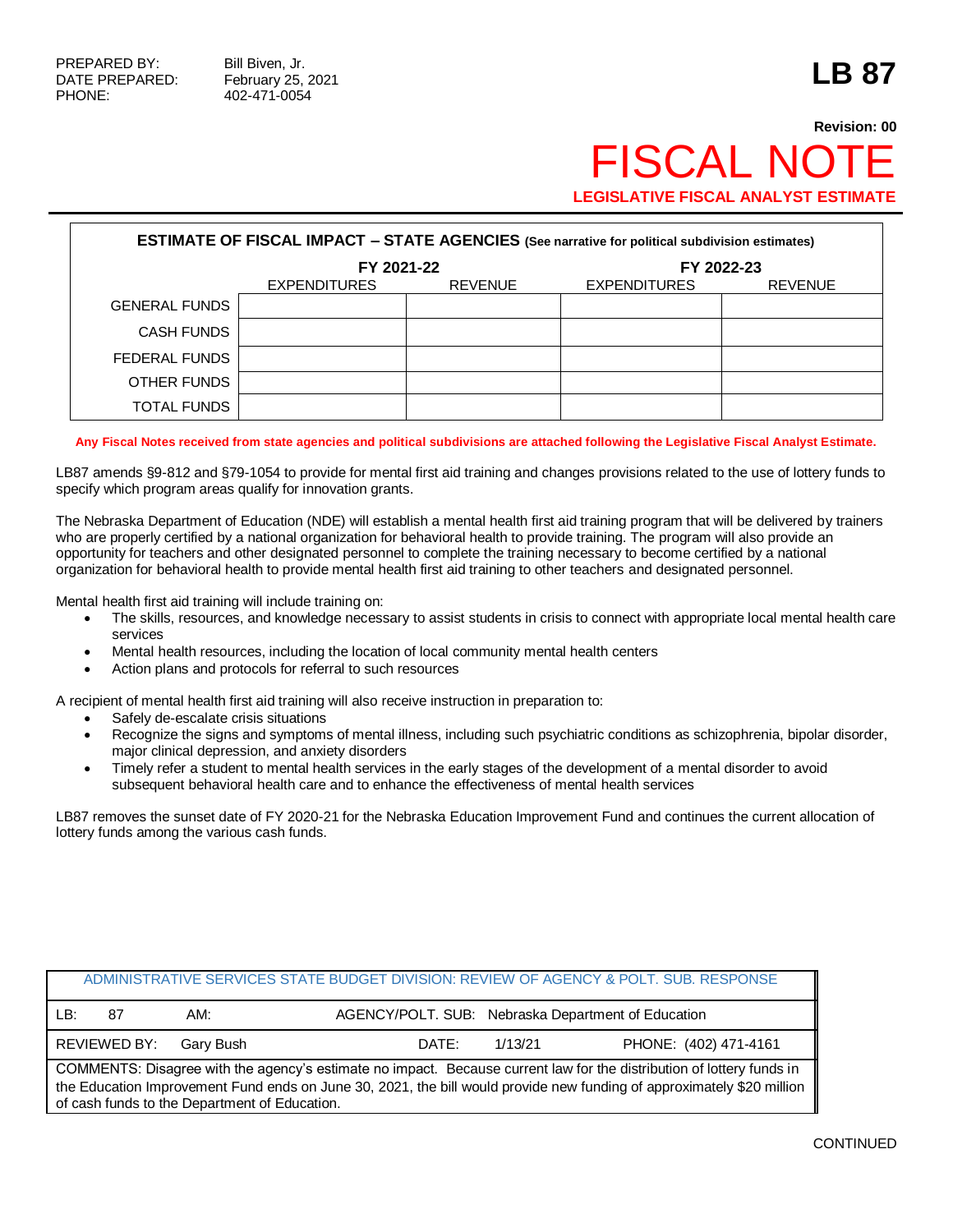PREPARED BY: Bill Biven, Jr.
DATE PREPARED: February 25, 2021
PHONE: 402-471-0054

# LB 87

**Revision: 00**

# FISCAL NOTE

**LEGISLATIVE FISCAL ANALYST ESTIMATE**

| ESTIMATE OF FISCAL IMPACT – STATE AGENCIES (See narrative for political subdivision estimates) | | | | |
|---|---|---|---|---|
| | FY 2021-22 | | FY 2022-23 | |
| | EXPENDITURES | REVENUE | EXPENDITURES | REVENUE |
| GENERAL FUNDS | | | | |
| CASH FUNDS | | | | |
| FEDERAL FUNDS | | | | |
| OTHER FUNDS | | | | |
| TOTAL FUNDS | | | | |

**Any Fiscal Notes received from state agencies and political subdivisions are attached following the Legislative Fiscal Analyst Estimate.**

LB87 amends §9-812 and §79-1054 to provide for mental first aid training and changes provisions related to the use of lottery funds to specify which program areas qualify for innovation grants.

The Nebraska Department of Education (NDE) will establish a mental health first aid training program that will be delivered by trainers who are properly certified by a national organization for behavioral health to provide training. The program will also provide an opportunity for teachers and other designated personnel to complete the training necessary to become certified by a national organization for behavioral health to provide mental health first aid training to other teachers and designated personnel.

Mental health first aid training will include training on:

- The skills, resources, and knowledge necessary to assist students in crisis to connect with appropriate local mental health care services
- Mental health resources, including the location of local community mental health centers
- Action plans and protocols for referral to such resources

A recipient of mental health first aid training will also receive instruction in preparation to:

- Safely de-escalate crisis situations
- Recognize the signs and symptoms of mental illness, including such psychiatric conditions as schizophrenia, bipolar disorder, major clinical depression, and anxiety disorders
- Timely refer a student to mental health services in the early stages of the development of a mental disorder to avoid subsequent behavioral health care and to enhance the effectiveness of mental health services

LB87 removes the sunset date of FY 2020-21 for the Nebraska Education Improvement Fund and continues the current allocation of lottery funds among the various cash funds.

| ADMINISTRATIVE SERVICES STATE BUDGET DIVISION: REVIEW OF AGENCY & POLT. SUB. RESPONSE | | |
|---|---|---|
| LB: 87 | AM: | AGENCY/POLT. SUB: Nebraska Department of Education |
| REVIEWED BY: Gary Bush | DATE: 1/13/21 | PHONE: (402) 471-4161 |
| COMMENTS: Disagree with the agency's estimate no impact. Because current law for the distribution of lottery funds in the Education Improvement Fund ends on June 30, 2021, the bill would provide new funding of approximately $20 million of cash funds to the Department of Education. | | |

CONTINUED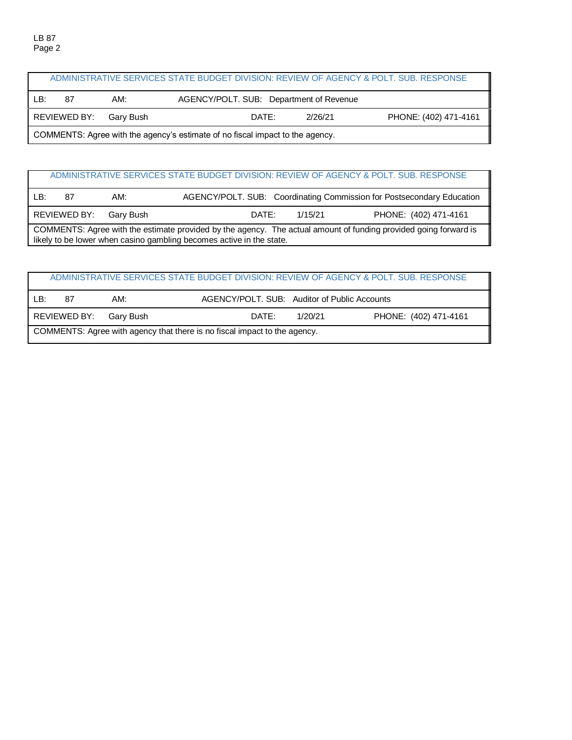| ADMINISTRATIVE SERVICES STATE BUDGET DIVISION: REVIEW OF AGENCY & POLT. SUB. RESPONSE | | | | | |
|---|---|---|---|---|---|
| LB: 87 | AM: | AGENCY/POLT. SUB: Department of Revenue | | | |
| REVIEWED BY: Gary Bush | | DATE: | 2/26/21 | PHONE: (402) 471-4161 | |
| COMMENTS: Agree with the agency's estimate of no fiscal impact to the agency. | | | | | |

| ADMINISTRATIVE SERVICES STATE BUDGET DIVISION: REVIEW OF AGENCY & POLT. SUB. RESPONSE | | | | | |
|---|---|---|---|---|---|
| LB: 87 | AM: | AGENCY/POLT. SUB: Coordinating Commission for Postsecondary Education | | | |
| REVIEWED BY: Gary Bush | | DATE: | 1/15/21 | PHONE: (402) 471-4161 | |
| COMMENTS: Agree with the estimate provided by the agency. The actual amount of funding provided going forward is likely to be lower when casino gambling becomes active in the state. | | | | | |

| ADMINISTRATIVE SERVICES STATE BUDGET DIVISION: REVIEW OF AGENCY & POLT. SUB. RESPONSE | | | | | |
|---|---|---|---|---|---|
| LB: 87 | AM: | AGENCY/POLT. SUB: Auditor of Public Accounts | | | |
| REVIEWED BY: Gary Bush | | DATE: | 1/20/21 | PHONE: (402) 471-4161 | |
| COMMENTS: Agree with agency that there is no fiscal impact to the agency. | | | | | |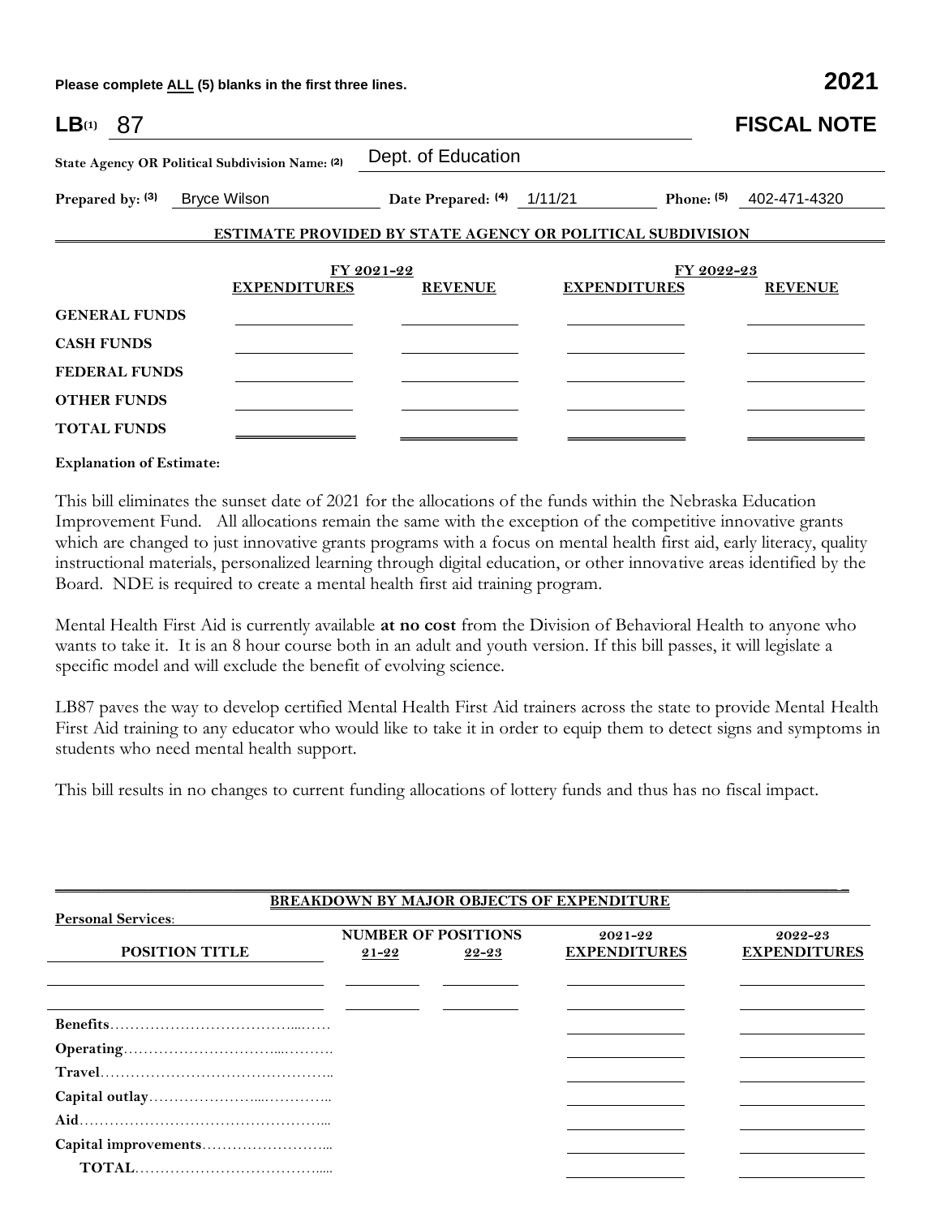Please complete ALL (5) blanks in the first three lines.

**2021**

**LB**(1) 87

**FISCAL NOTE**

**State Agency OR Political Subdivision Name:** (2) Dept. of Education

**Prepared by:** (3) Bryce Wilson **Date Prepared:** (4) 1/11/21 **Phone:** (5) 402-471-4320

**ESTIMATE PROVIDED BY STATE AGENCY OR POLITICAL SUBDIVISION**

| | FY 2021-22 | | FY 2022-23 | |
|---|---|---|---|---|
| | **EXPENDITURES** | **REVENUE** | **EXPENDITURES** | **REVENUE** |
| **GENERAL FUNDS** | | | | |
| **CASH FUNDS** | | | | |
| **FEDERAL FUNDS** | | | | |
| **OTHER FUNDS** | | | | |
| **TOTAL FUNDS** | | | | |

**Explanation of Estimate:**

This bill eliminates the sunset date of 2021 for the allocations of the funds within the Nebraska Education Improvement Fund. All allocations remain the same with the exception of the competitive innovative grants which are changed to just innovative grants programs with a focus on mental health first aid, early literacy, quality instructional materials, personalized learning through digital education, or other innovative areas identified by the Board. NDE is required to create a mental health first aid training program.

Mental Health First Aid is currently available **at no cost** from the Division of Behavioral Health to anyone who wants to take it. It is an 8 hour course both in an adult and youth version. If this bill passes, it will legislate a specific model and will exclude the benefit of evolving science.

LB87 paves the way to develop certified Mental Health First Aid trainers across the state to provide Mental Health First Aid training to any educator who would like to take it in order to equip them to detect signs and symptoms in students who need mental health support.

This bill results in no changes to current funding allocations of lottery funds and thus has no fiscal impact.

**BREAKDOWN BY MAJOR OBJECTS OF EXPENDITURE**

**Personal Services:**

| POSITION TITLE | NUMBER OF POSITIONS 21-22 | 22-23 | 2021-22 EXPENDITURES | 2022-23 EXPENDITURES |
|---|---|---|---|---|
| | | | | |
| | | | | |
| **Benefits** | | | | |
| **Operating** | | | | |
| **Travel** | | | | |
| **Capital outlay** | | | | |
| **Aid** | | | | |
| **Capital improvements** | | | | |
| **TOTAL** | | | | |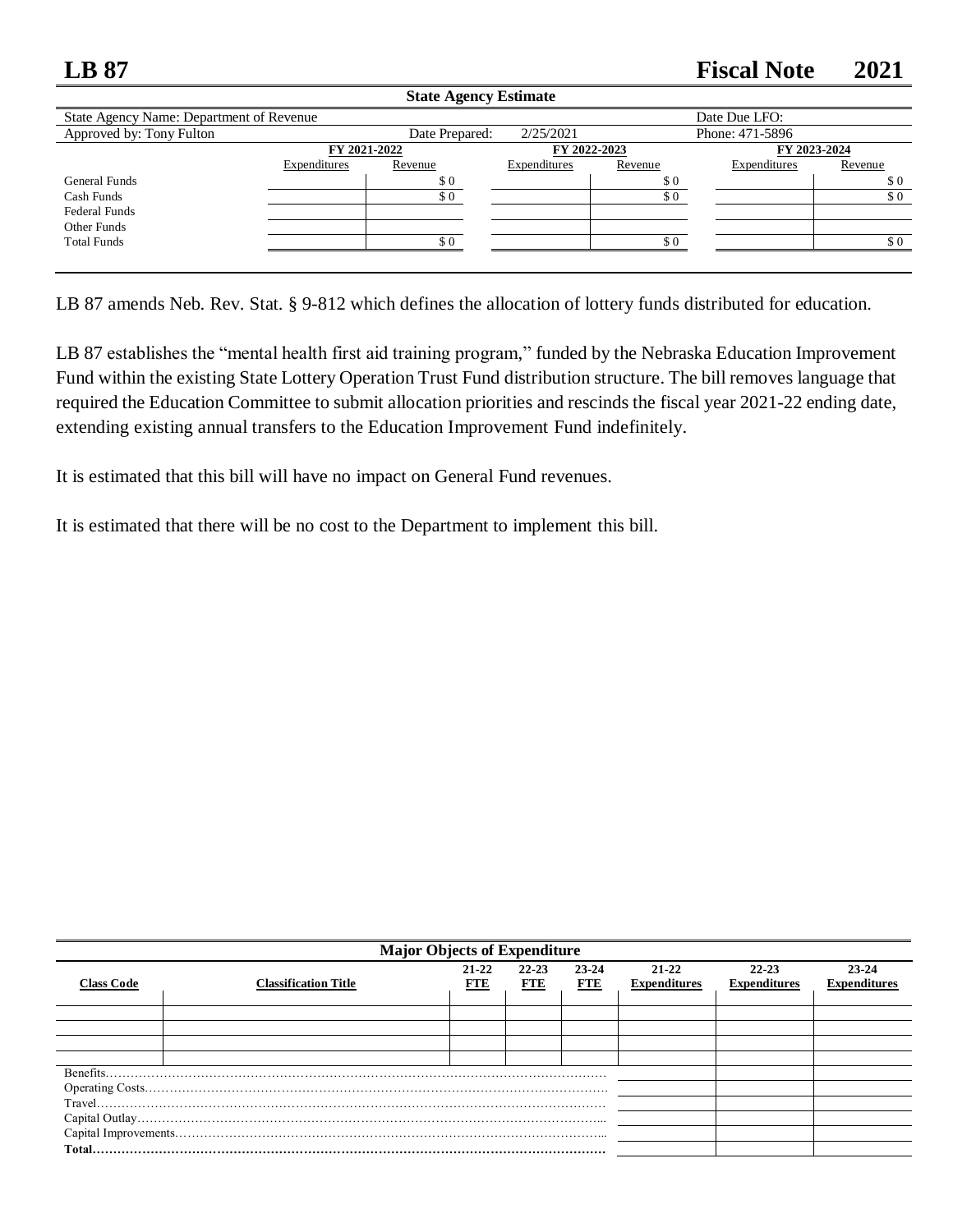# LB 87 Fiscal Note 2021

**State Agency Estimate**

| State Agency Name: Department of Revenue | | | Date Due LFO: |
|---|---|---|---|
| Approved by: Tony Fulton | Date Prepared: | 2/25/2021 | Phone: 471-5896 |

| | FY 2021-2022 | | FY 2022-2023 | | FY 2023-2024 | |
|---|---|---|---|---|---|---|
| | Expenditures | Revenue | Expenditures | Revenue | Expenditures | Revenue |
| General Funds | | $ 0 | | $ 0 | | $ 0 |
| Cash Funds | | $ 0 | | $ 0 | | $ 0 |
| Federal Funds | | | | | | |
| Other Funds | | | | | | |
| Total Funds | | $ 0 | | $ 0 | | $ 0 |

LB 87 amends Neb. Rev. Stat. § 9-812 which defines the allocation of lottery funds distributed for education.

LB 87 establishes the "mental health first aid training program," funded by the Nebraska Education Improvement Fund within the existing State Lottery Operation Trust Fund distribution structure. The bill removes language that required the Education Committee to submit allocation priorities and rescinds the fiscal year 2021-22 ending date, extending existing annual transfers to the Education Improvement Fund indefinitely.

It is estimated that this bill will have no impact on General Fund revenues.

It is estimated that there will be no cost to the Department to implement this bill.

**Major Objects of Expenditure**

| Class Code | Classification Title | 21-22 FTE | 22-23 FTE | 23-24 FTE | 21-22 Expenditures | 22-23 Expenditures | 23-24 Expenditures |
|---|---|---|---|---|---|---|---|
| | | | | | | | |
| | | | | | | | |
| | | | | | | | |
| | | | | | | | |
| Benefits | | | | | | | |
| Operating Costs | | | | | | | |
| Travel | | | | | | | |
| Capital Outlay | | | | | | | |
| Capital Improvements | | | | | | | |
| **Total** | | | | | | | |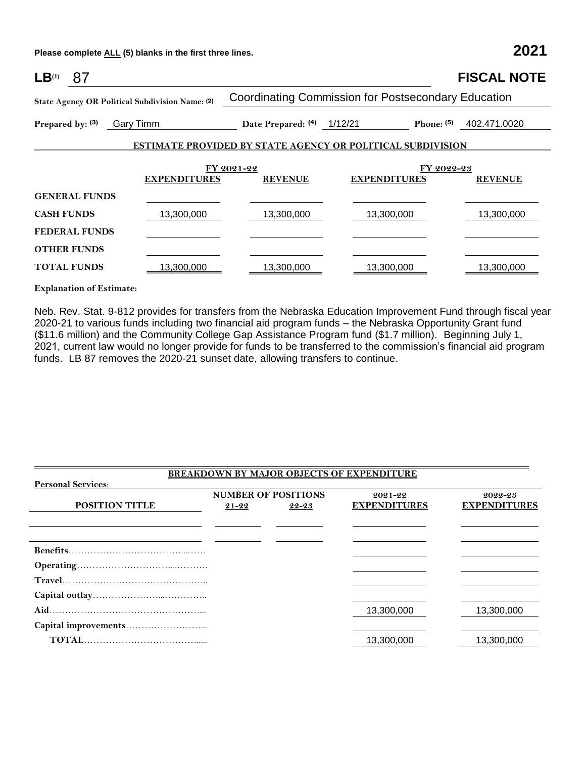Please complete ALL (5) blanks in the first three lines. **2021**

**LB**(1) 87 **FISCAL NOTE**

**State Agency OR Political Subdivision Name:** (2) Coordinating Commission for Postsecondary Education

**Prepared by:** (3) Gary Timm **Date Prepared:** (4) 1/12/21 **Phone:** (5) 402.471.0020

## ESTIMATE PROVIDED BY STATE AGENCY OR POLITICAL SUBDIVISION

| | FY 2021-22 | | FY 2022-23 | |
|---|---|---|---|---|
| | **EXPENDITURES** | **REVENUE** | **EXPENDITURES** | **REVENUE** |
| **GENERAL FUNDS** | | | | |
| **CASH FUNDS** | 13,300,000 | 13,300,000 | 13,300,000 | 13,300,000 |
| **FEDERAL FUNDS** | | | | |
| **OTHER FUNDS** | | | | |
| **TOTAL FUNDS** | 13,300,000 | 13,300,000 | 13,300,000 | 13,300,000 |

**Explanation of Estimate:**

Neb. Rev. Stat. 9-812 provides for transfers from the Nebraska Education Improvement Fund through fiscal year 2020-21 to various funds including two financial aid program funds – the Nebraska Opportunity Grant fund ($11.6 million) and the Community College Gap Assistance Program fund ($1.7 million). Beginning July 1, 2021, current law would no longer provide for funds to be transferred to the commission's financial aid program funds. LB 87 removes the 2020-21 sunset date, allowing transfers to continue.

## BREAKDOWN BY MAJOR OBJECTS OF EXPENDITURE

**Personal Services:**

| POSITION TITLE | NUMBER OF POSITIONS 21-22 | NUMBER OF POSITIONS 22-23 | 2021-22 EXPENDITURES | 2022-23 EXPENDITURES |
|---|---|---|---|---|
| | | | | |
| | | | | |
| **Benefits** | | | | |
| **Operating** | | | | |
| **Travel** | | | | |
| **Capital outlay** | | | | |
| **Aid** | | | 13,300,000 | 13,300,000 |
| **Capital improvements** | | | | |
| **TOTAL** | | | 13,300,000 | 13,300,000 |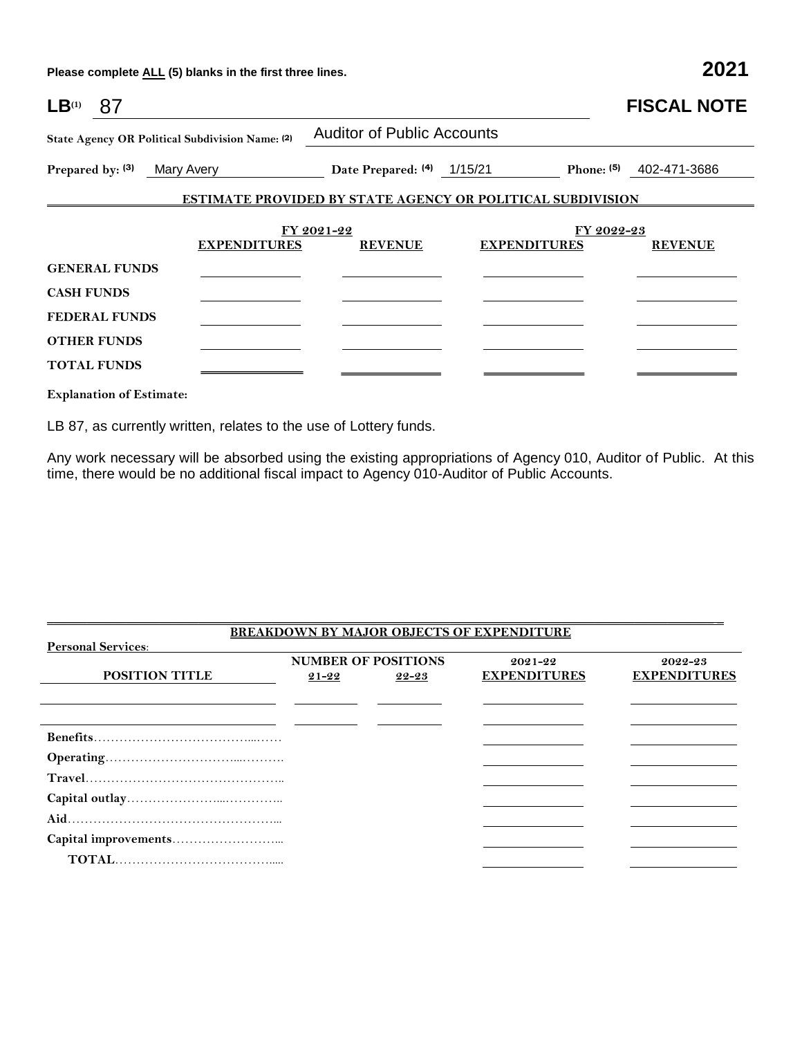Please complete ALL (5) blanks in the first three lines. **2021**

**LB**(1) 87 **FISCAL NOTE**

**State Agency OR Political Subdivision Name:** (2) Auditor of Public Accounts

**Prepared by:** (3) Mary Avery **Date Prepared:** (4) 1/15/21 **Phone:** (5) 402-471-3686

## ESTIMATE PROVIDED BY STATE AGENCY OR POLITICAL SUBDIVISION

| | FY 2021-22 | | FY 2022-23 | |
|---|---|---|---|---|
| | **EXPENDITURES** | **REVENUE** | **EXPENDITURES** | **REVENUE** |
| **GENERAL FUNDS** | | | | |
| **CASH FUNDS** | | | | |
| **FEDERAL FUNDS** | | | | |
| **OTHER FUNDS** | | | | |
| **TOTAL FUNDS** | | | | |

**Explanation of Estimate:**

LB 87, as currently written, relates to the use of Lottery funds.

Any work necessary will be absorbed using the existing appropriations of Agency 010, Auditor of Public. At this time, there would be no additional fiscal impact to Agency 010-Auditor of Public Accounts.

## BREAKDOWN BY MAJOR OBJECTS OF EXPENDITURE

**Personal Services**:

| POSITION TITLE | NUMBER OF POSITIONS 21-22 | NUMBER OF POSITIONS 22-23 | 2021-22 EXPENDITURES | 2022-23 EXPENDITURES |
|---|---|---|---|---|
| | | | | |
| | | | | |
| **Benefits**………………………………...…… | | | | |
| **Operating**…………………………...………. | | | | |
| **Travel**……………………………………….. | | | | |
| **Capital outlay**…………………...………….. | | | | |
| **Aid**…………………………………………... | | | | |
| **Capital improvements**……………………... | | | | |
| **TOTAL**………………………………..... | | | | |